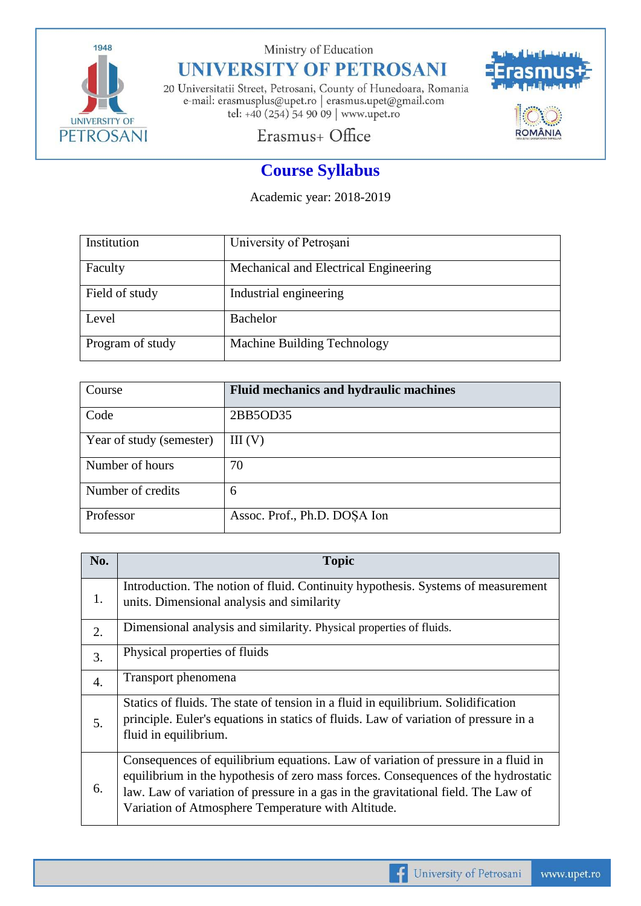Ministry of Education

# UNIVERSITY OF PETROSANI

20 Universitatii Street, Petrosani, County of Hunedoara, Romania
e-mail: erasmusplus@upet.ro | erasmus.upet@gmail.com
tel: +40 (254) 54 90 09 | www.upet.ro

Erasmus+ Office

## Course Syllabus

Academic year: 2018-2019

| Institution | University of Petroșani |
|---|---|
| Faculty | Mechanical and Electrical Engineering |
| Field of study | Industrial engineering |
| Level | Bachelor |
| Program of study | Machine Building Technology |

| Course | **Fluid mechanics and hydraulic machines** |
|---|---|
| Code | 2BB5OD35 |
| Year of study (semester) | III (V) |
| Number of hours | 70 |
| Number of credits | 6 |
| Professor | Assoc. Prof., Ph.D. DOȘA Ion |

| No. | Topic |
|---|---|
| 1. | Introduction. The notion of fluid. Continuity hypothesis. Systems of measurement units. Dimensional analysis and similarity |
| 2. | Dimensional analysis and similarity. Physical properties of fluids. |
| 3. | Physical properties of fluids |
| 4. | Transport phenomena |
| 5. | Statics of fluids. The state of tension in a fluid in equilibrium. Solidification principle. Euler's equations in statics of fluids. Law of variation of pressure in a fluid in equilibrium. |
| 6. | Consequences of equilibrium equations. Law of variation of pressure in a fluid in equilibrium in the hypothesis of zero mass forces. Consequences of the hydrostatic law. Law of variation of pressure in a gas in the gravitational field. The Law of Variation of Atmosphere Temperature with Altitude. |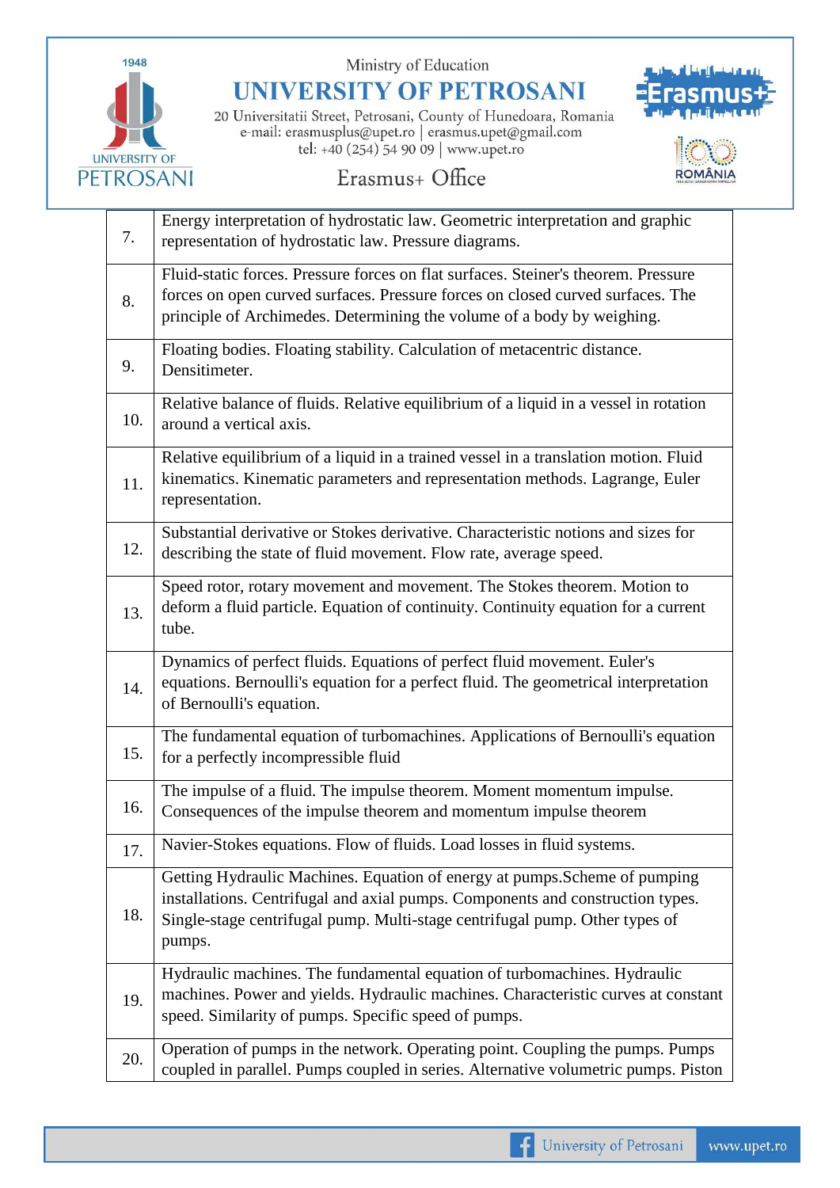| | |
|---|---|
| 7. | Energy interpretation of hydrostatic law. Geometric interpretation and graphic representation of hydrostatic law. Pressure diagrams. |
| 8. | Fluid-static forces. Pressure forces on flat surfaces. Steiner's theorem. Pressure forces on open curved surfaces. Pressure forces on closed curved surfaces. The principle of Archimedes. Determining the volume of a body by weighing. |
| 9. | Floating bodies. Floating stability. Calculation of metacentric distance. Densitimeter. |
| 10. | Relative balance of fluids. Relative equilibrium of a liquid in a vessel in rotation around a vertical axis. |
| 11. | Relative equilibrium of a liquid in a trained vessel in a translation motion. Fluid kinematics. Kinematic parameters and representation methods. Lagrange, Euler representation. |
| 12. | Substantial derivative or Stokes derivative. Characteristic notions and sizes for describing the state of fluid movement. Flow rate, average speed. |
| 13. | Speed rotor, rotary movement and movement. The Stokes theorem. Motion to deform a fluid particle. Equation of continuity. Continuity equation for a current tube. |
| 14. | Dynamics of perfect fluids. Equations of perfect fluid movement. Euler's equations. Bernoulli's equation for a perfect fluid. The geometrical interpretation of Bernoulli's equation. |
| 15. | The fundamental equation of turbomachines. Applications of Bernoulli's equation for a perfectly incompressible fluid |
| 16. | The impulse of a fluid. The impulse theorem. Moment momentum impulse. Consequences of the impulse theorem and momentum impulse theorem |
| 17. | Navier-Stokes equations. Flow of fluids. Load losses in fluid systems. |
| 18. | Getting Hydraulic Machines. Equation of energy at pumps.Scheme of pumping installations. Centrifugal and axial pumps. Components and construction types. Single-stage centrifugal pump. Multi-stage centrifugal pump. Other types of pumps. |
| 19. | Hydraulic machines. The fundamental equation of turbomachines. Hydraulic machines. Power and yields. Hydraulic machines. Characteristic curves at constant speed. Similarity of pumps. Specific speed of pumps. |
| 20. | Operation of pumps in the network. Operating point. Coupling the pumps. Pumps coupled in parallel. Pumps coupled in series. Alternative volumetric pumps. Piston |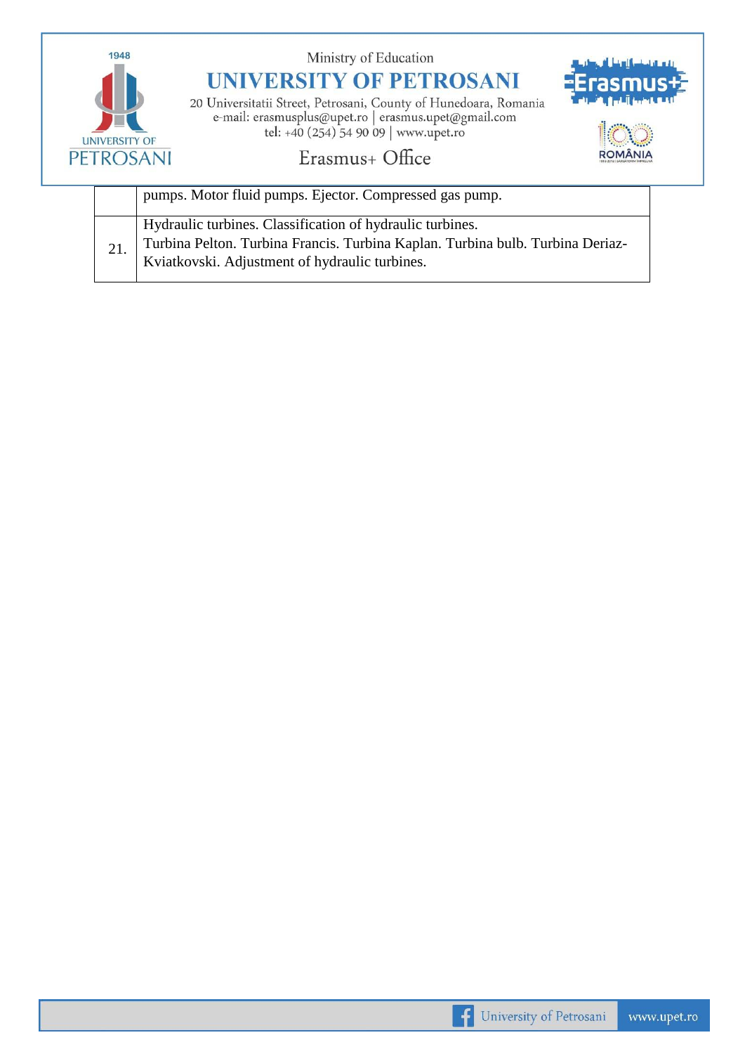| | |
|---|---|
| | pumps. Motor fluid pumps. Ejector. Compressed gas pump. |
| 21. | Hydraulic turbines. Classification of hydraulic turbines.<br>Turbina Pelton. Turbina Francis. Turbina Kaplan. Turbina bulb. Turbina Deriaz-Kviatkovski. Adjustment of hydraulic turbines. |